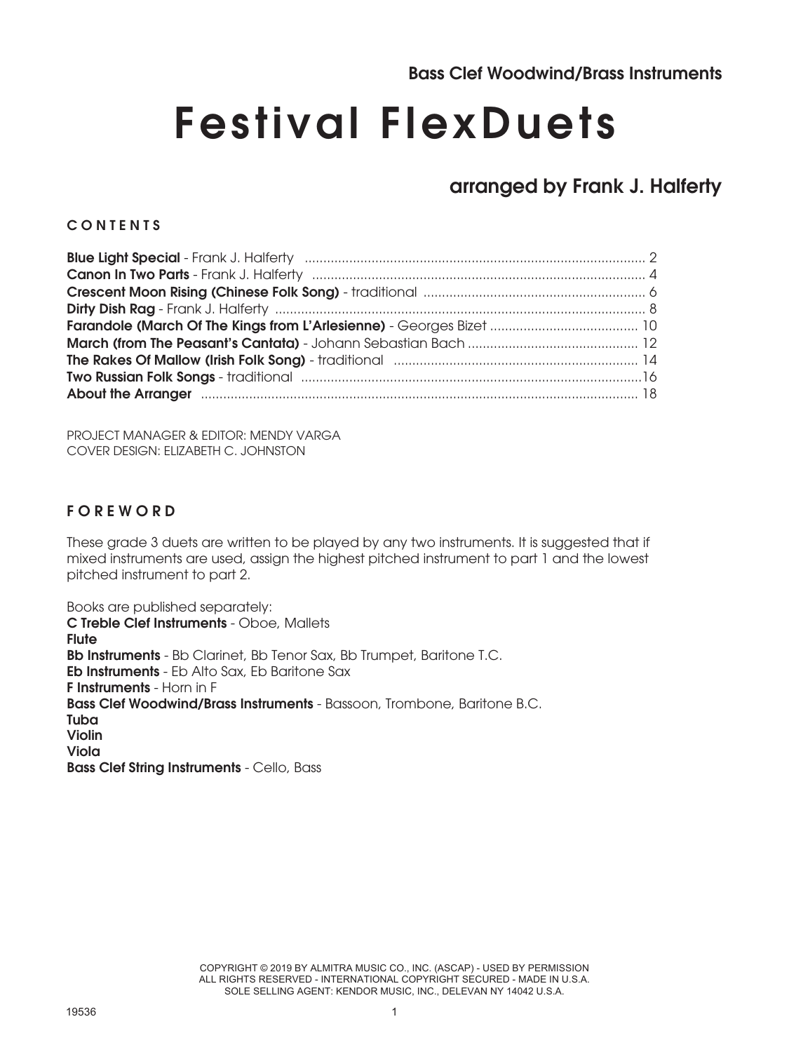Bass Clef Woodwind/Brass Instruments

# Festival FlexDuets

## arranged by Frank J. Halferty

### CONTENTS

**Blue Light Special** - Frank J. Halferty ........................................................................................... 2
**Canon In Two Parts** - Frank J. Halferty ......................................................................................... 4
**Crescent Moon Rising (Chinese Folk Song)** - traditional ........................................................... 6
**Dirty Dish Rag** - Frank J. Halferty .................................................................................................. 8
**Farandole (March Of The Kings from L'Arlesienne)** - Georges Bizet ........................................ 10
**March (from The Peasant's Cantata)** - Johann Sebastian Bach ............................................. 12
**The Rakes Of Mallow (Irish Folk Song)** - traditional ................................................................. 14
**Two Russian Folk Songs** - traditional ...........................................................................................16
**About the Arranger** .................................................................................................................... 18

PROJECT MANAGER & EDITOR: MENDY VARGA
COVER DESIGN: ELIZABETH C. JOHNSTON

### FOREWORD

These grade 3 duets are written to be played by any two instruments. It is suggested that if mixed instruments are used, assign the highest pitched instrument to part 1 and the lowest pitched instrument to part 2.

Books are published separately:
**C Treble Clef Instruments** - Oboe, Mallets
**Flute**
**Bb Instruments** - Bb Clarinet, Bb Tenor Sax, Bb Trumpet, Baritone T.C.
**Eb Instruments** - Eb Alto Sax, Eb Baritone Sax
**F Instruments** - Horn in F
**Bass Clef Woodwind/Brass Instruments** - Bassoon, Trombone, Baritone B.C.
**Tuba**
**Violin**
**Viola**
**Bass Clef String Instruments** - Cello, Bass

COPYRIGHT © 2019 BY ALMITRA MUSIC CO., INC. (ASCAP) - USED BY PERMISSION
ALL RIGHTS RESERVED - INTERNATIONAL COPYRIGHT SECURED - MADE IN U.S.A.
SOLE SELLING AGENT: KENDOR MUSIC, INC., DELEVAN NY 14042 U.S.A.

19536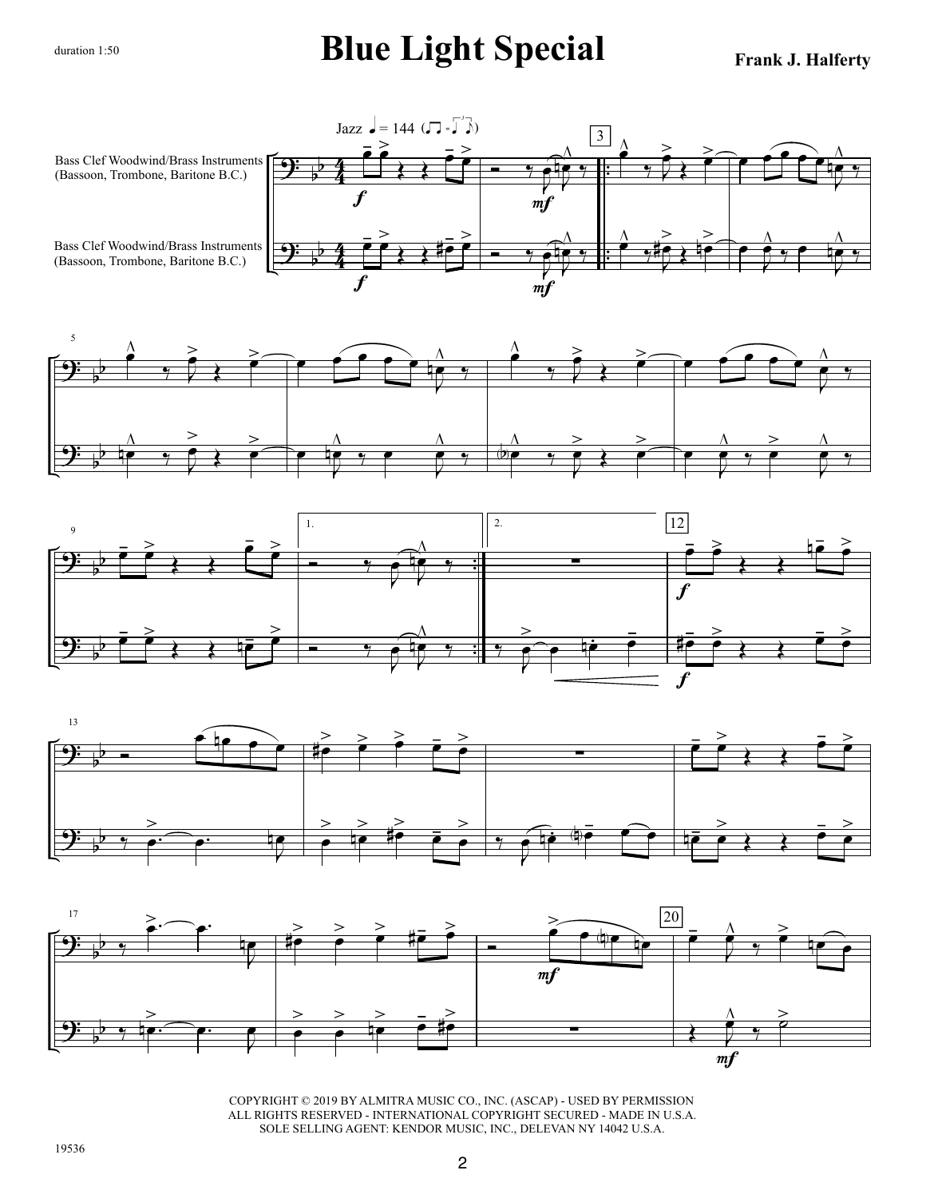duration 1:50

# Blue Light Special

**Frank J. Halferty**

Jazz ♩ = 144

Bass Clef Woodwind/Brass Instruments (Bassoon, Trombone, Baritone B.C.)

Bass Clef Woodwind/Brass Instruments (Bassoon, Trombone, Baritone B.C.)

COPYRIGHT © 2019 BY ALMITRA MUSIC CO., INC. (ASCAP) - USED BY PERMISSION
ALL RIGHTS RESERVED - INTERNATIONAL COPYRIGHT SECURED - MADE IN U.S.A.
SOLE SELLING AGENT: KENDOR MUSIC, INC., DELEVAN NY 14042 U.S.A.

19536